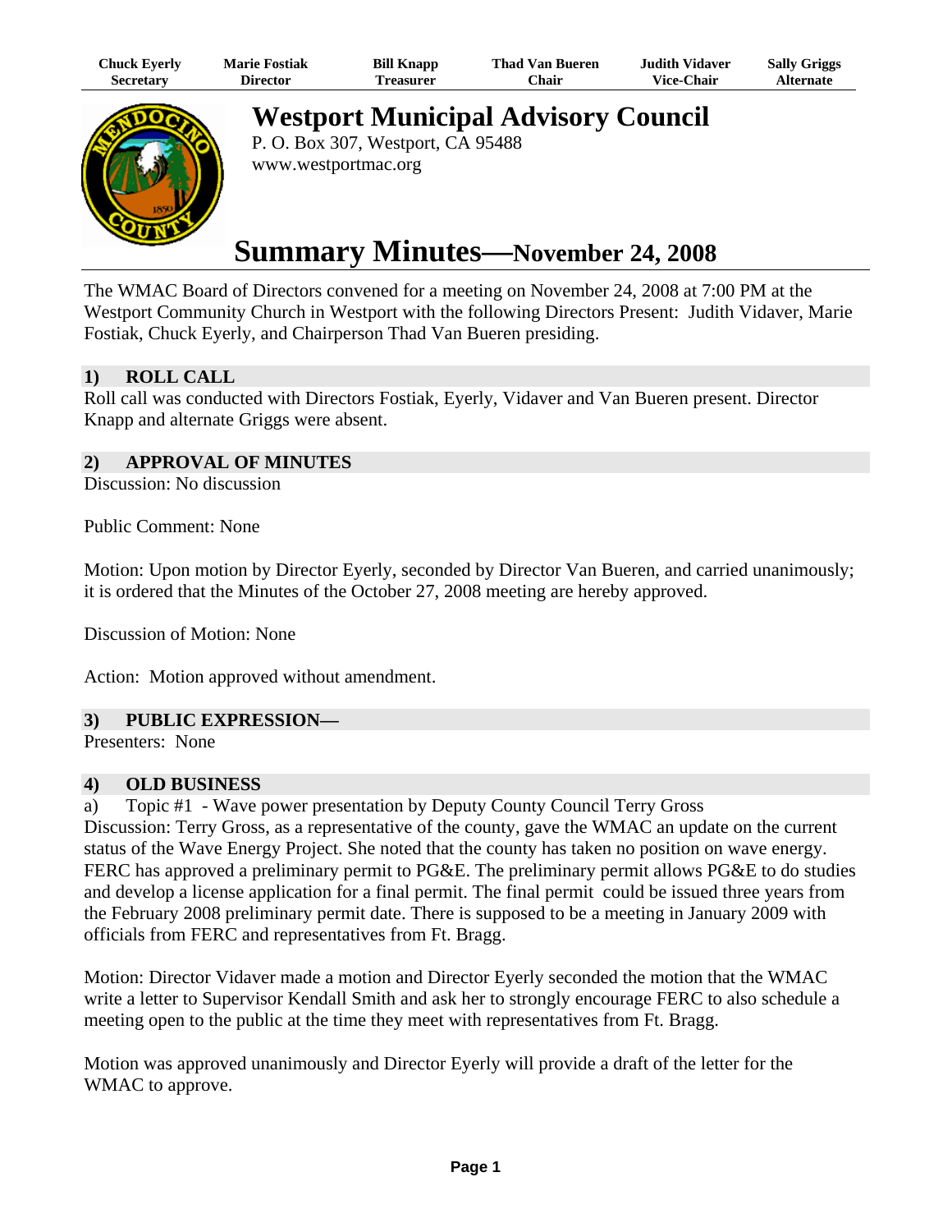| Chuck Eyerly | Marie Fostiak | Bill Knapp | Thad Van Bueren | Judith Vidaver | Sally Griggs |
|---|---|---|---|---|---|
| Secretary | Director | Treasurer | Chair | Vice-Chair | Alternate |

# Westport Municipal Advisory Council

P. O. Box 307, Westport, CA 95488
www.westportmac.org

# Summary Minutes—November 24, 2008

The WMAC Board of Directors convened for a meeting on November 24, 2008 at 7:00 PM at the Westport Community Church in Westport with the following Directors Present: Judith Vidaver, Marie Fostiak, Chuck Eyerly, and Chairperson Thad Van Bueren presiding.

## 1) ROLL CALL

Roll call was conducted with Directors Fostiak, Eyerly, Vidaver and Van Bueren present. Director Knapp and alternate Griggs were absent.

## 2) APPROVAL OF MINUTES

Discussion: No discussion

Public Comment: None

Motion: Upon motion by Director Eyerly, seconded by Director Van Bueren, and carried unanimously; it is ordered that the Minutes of the October 27, 2008 meeting are hereby approved.

Discussion of Motion: None

Action: Motion approved without amendment.

## 3) PUBLIC EXPRESSION—

Presenters: None

## 4) OLD BUSINESS

a) Topic #1 - Wave power presentation by Deputy County Council Terry Gross

Discussion: Terry Gross, as a representative of the county, gave the WMAC an update on the current status of the Wave Energy Project. She noted that the county has taken no position on wave energy. FERC has approved a preliminary permit to PG&E. The preliminary permit allows PG&E to do studies and develop a license application for a final permit. The final permit could be issued three years from the February 2008 preliminary permit date. There is supposed to be a meeting in January 2009 with officials from FERC and representatives from Ft. Bragg.

Motion: Director Vidaver made a motion and Director Eyerly seconded the motion that the WMAC write a letter to Supervisor Kendall Smith and ask her to strongly encourage FERC to also schedule a meeting open to the public at the time they meet with representatives from Ft. Bragg.

Motion was approved unanimously and Director Eyerly will provide a draft of the letter for the WMAC to approve.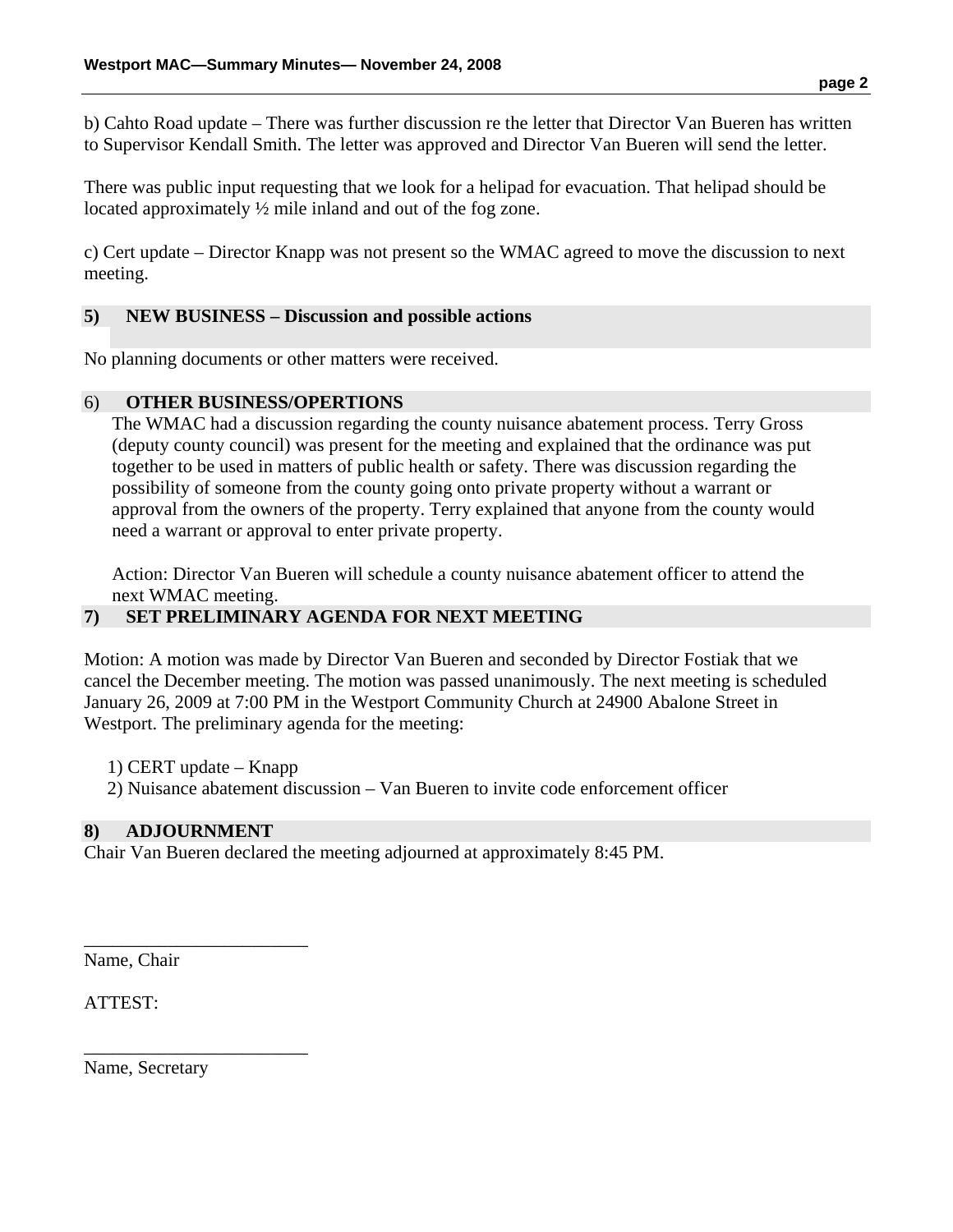b) Cahto Road update – There was further discussion re the letter that Director Van Bueren has written to Supervisor Kendall Smith. The letter was approved and Director Van Bueren will send the letter.

There was public input requesting that we look for a helipad for evacuation. That helipad should be located approximately ½ mile inland and out of the fog zone.

c) Cert update – Director Knapp was not present so the WMAC agreed to move the discussion to next meeting.

## 5) NEW BUSINESS – Discussion and possible actions

No planning documents or other matters were received.

## 6) OTHER BUSINESS/OPERTIONS

The WMAC had a discussion regarding the county nuisance abatement process. Terry Gross (deputy county council) was present for the meeting and explained that the ordinance was put together to be used in matters of public health or safety. There was discussion regarding the possibility of someone from the county going onto private property without a warrant or approval from the owners of the property. Terry explained that anyone from the county would need a warrant or approval to enter private property.

Action: Director Van Bueren will schedule a county nuisance abatement officer to attend the next WMAC meeting.

## 7) SET PRELIMINARY AGENDA FOR NEXT MEETING

Motion: A motion was made by Director Van Bueren and seconded by Director Fostiak that we cancel the December meeting. The motion was passed unanimously. The next meeting is scheduled January 26, 2009 at 7:00 PM in the Westport Community Church at 24900 Abalone Street in Westport. The preliminary agenda for the meeting:

1) CERT update – Knapp
2) Nuisance abatement discussion – Van Bueren to invite code enforcement officer

## 8) ADJOURNMENT

Chair Van Bueren declared the meeting adjourned at approximately 8:45 PM.

\_\_\_\_\_\_\_\_\_\_\_\_\_\_\_\_\_\_\_\_\_\_\_\_

Name, Chair

ATTEST:

\_\_\_\_\_\_\_\_\_\_\_\_\_\_\_\_\_\_\_\_\_\_\_\_

Name, Secretary